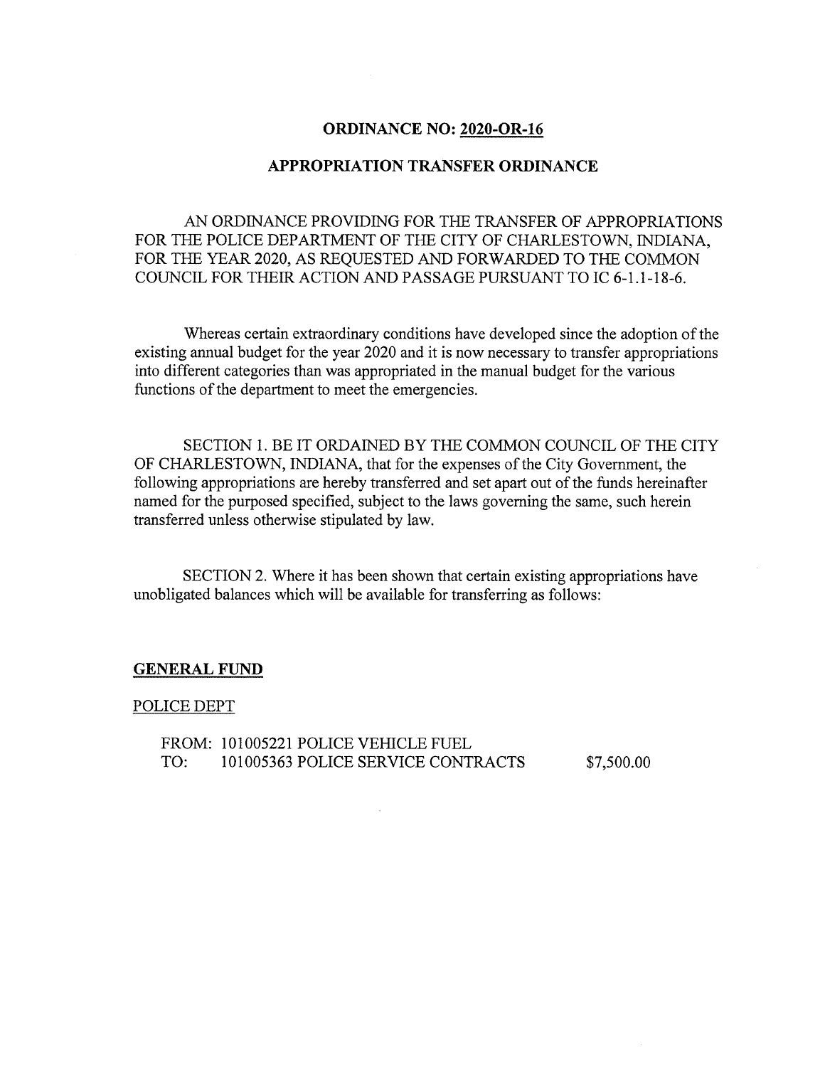**ORDINANCE NO: 2020-OR-16**

**APPROPRIATION TRANSFER ORDINANCE**

AN ORDINANCE PROVIDING FOR THE TRANSFER OF APPROPRIATIONS FOR THE POLICE DEPARTMENT OF THE CITY OF CHARLESTOWN, INDIANA, FOR THE YEAR 2020, AS REQUESTED AND FORWARDED TO THE COMMON COUNCIL FOR THEIR ACTION AND PASSAGE PURSUANT TO IC 6-1.1-18-6.

Whereas certain extraordinary conditions have developed since the adoption of the existing annual budget for the year 2020 and it is now necessary to transfer appropriations into different categories than was appropriated in the manual budget for the various functions of the department to meet the emergencies.

SECTION 1. BE IT ORDAINED BY THE COMMON COUNCIL OF THE CITY OF CHARLESTOWN, INDIANA, that for the expenses of the City Government, the following appropriations are hereby transferred and set apart out of the funds hereinafter named for the purposed specified, subject to the laws governing the same, such herein transferred unless otherwise stipulated by law.

SECTION 2. Where it has been shown that certain existing appropriations have unobligated balances which will be available for transferring as follows:

**GENERAL FUND**

POLICE DEPT

| | | |
|---|---|---|
| FROM: | 101005221 POLICE VEHICLE FUEL | |
| TO: | 101005363 POLICE SERVICE CONTRACTS | $7,500.00 |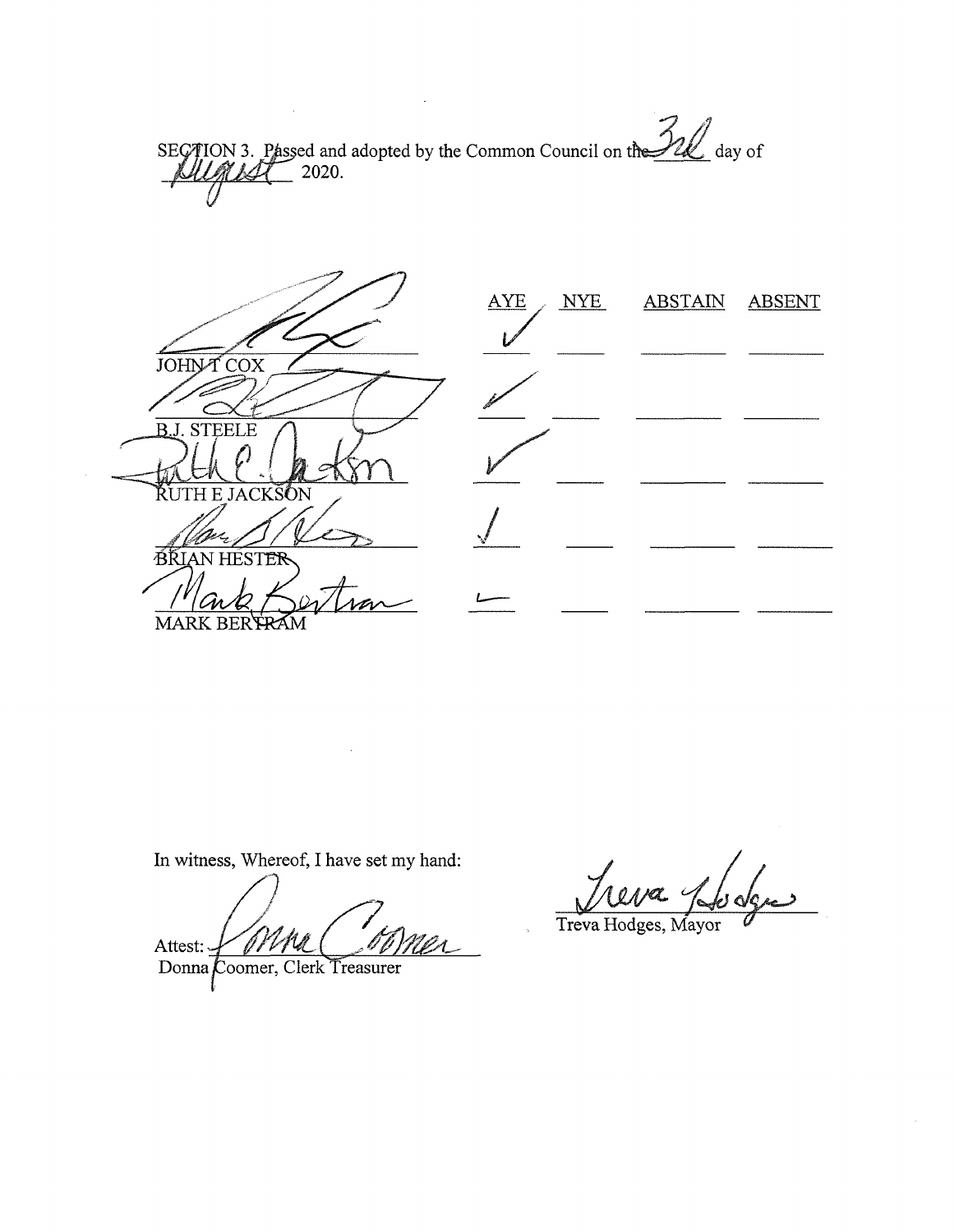SECTION 3. Passed and adopted by the Common Council on the 3rd day of August 2020.

| | AYE | NYE | ABSTAIN | ABSENT |
|---|---|---|---|---|
| JOHN T COX | ✓ | | | |
| B.J. STEELE | ✓ | | | |
| RUTH E JACKSON | ✓ | | | |
| BRIAN HESTER | ✓ | | | |
| MARK BERTRAM | ✓ | | | |

In witness, Whereof, I have set my hand:

Attest: ____________________
Donna Coomer, Clerk Treasurer

____________________
Treva Hodges, Mayor